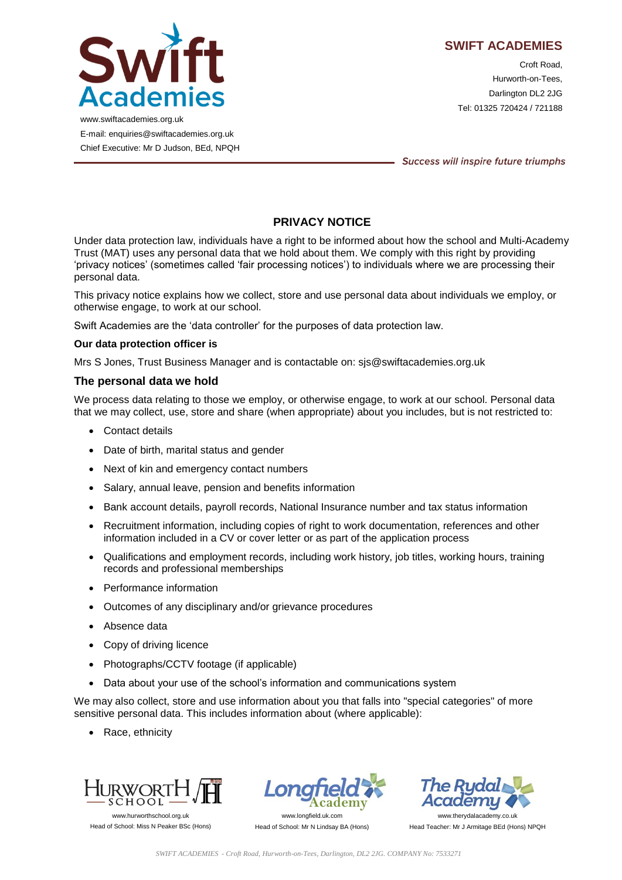**SWIFT ACADEMIES**

Croft Road,
Hurworth-on-Tees,
Darlington DL2 2JG
Tel: 01325 720424 / 721188

www.swiftacademies.org.uk
E-mail: enquiries@swiftacademies.org.uk
Chief Executive: Mr D Judson, BEd, NPQH

*Success will inspire future triumphs*

# PRIVACY NOTICE

Under data protection law, individuals have a right to be informed about how the school and Multi-Academy Trust (MAT) uses any personal data that we hold about them. We comply with this right by providing 'privacy notices' (sometimes called 'fair processing notices') to individuals where we are processing their personal data.

This privacy notice explains how we collect, store and use personal data about individuals we employ, or otherwise engage, to work at our school.

Swift Academies are the 'data controller' for the purposes of data protection law.

**Our data protection officer is**

Mrs S Jones, Trust Business Manager and is contactable on: sjs@swiftacademies.org.uk

## The personal data we hold

We process data relating to those we employ, or otherwise engage, to work at our school. Personal data that we may collect, use, store and share (when appropriate) about you includes, but is not restricted to:

- Contact details
- Date of birth, marital status and gender
- Next of kin and emergency contact numbers
- Salary, annual leave, pension and benefits information
- Bank account details, payroll records, National Insurance number and tax status information
- Recruitment information, including copies of right to work documentation, references and other information included in a CV or cover letter or as part of the application process
- Qualifications and employment records, including work history, job titles, working hours, training records and professional memberships
- Performance information
- Outcomes of any disciplinary and/or grievance procedures
- Absence data
- Copy of driving licence
- Photographs/CCTV footage (if applicable)
- Data about your use of the school's information and communications system

We may also collect, store and use information about you that falls into "special categories" of more sensitive personal data. This includes information about (where applicable):

- Race, ethnicity

www.hurworthschool.org.uk
Head of School: Miss N Peaker BSc (Hons)

www.longfield.uk.com
Head of School: Mr N Lindsay BA (Hons)

www.therydalacademy.co.uk
Head Teacher: Mr J Armitage BEd (Hons) NPQH

*SWIFT ACADEMIES - Croft Road, Hurworth-on-Tees, Darlington, DL2 2JG. COMPANY No: 7533271*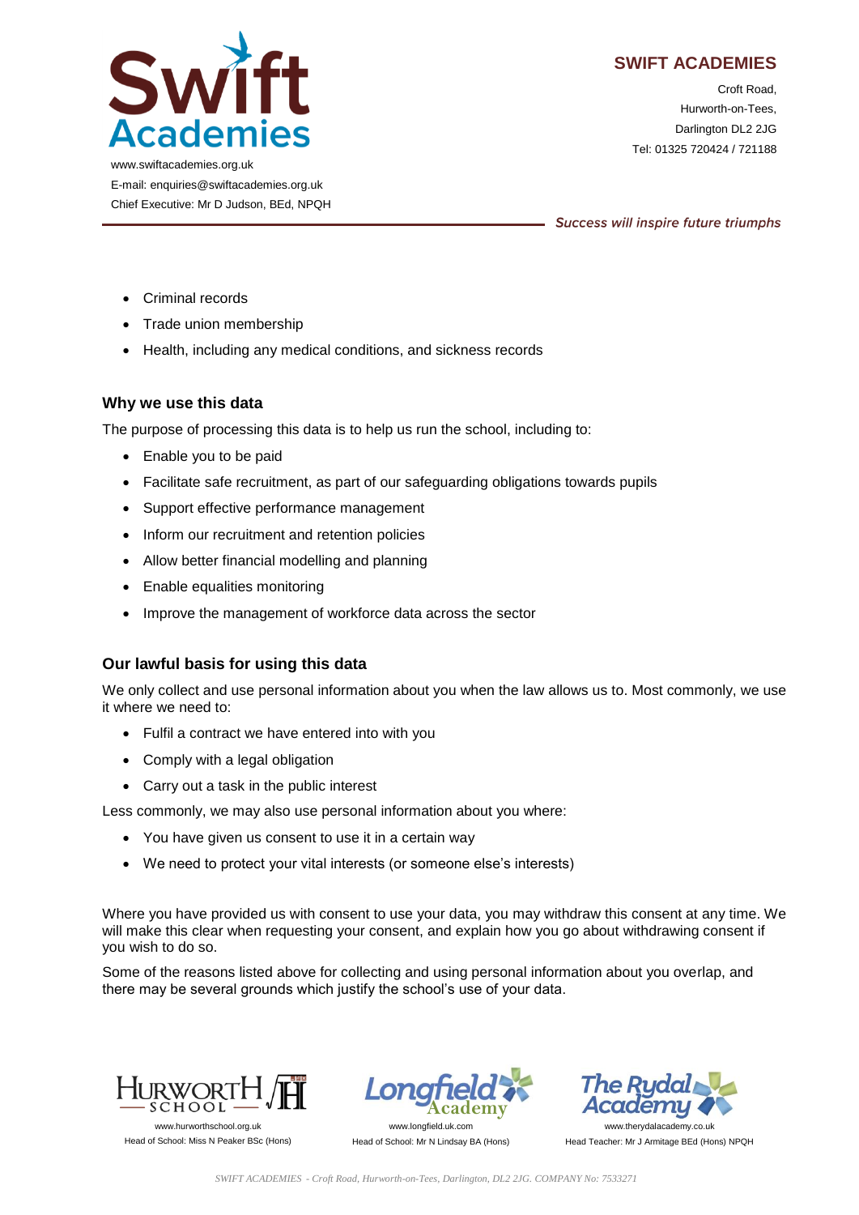- Criminal records
- Trade union membership
- Health, including any medical conditions, and sickness records

### Why we use this data

The purpose of processing this data is to help us run the school, including to:

- Enable you to be paid
- Facilitate safe recruitment, as part of our safeguarding obligations towards pupils
- Support effective performance management
- Inform our recruitment and retention policies
- Allow better financial modelling and planning
- Enable equalities monitoring
- Improve the management of workforce data across the sector

### Our lawful basis for using this data

We only collect and use personal information about you when the law allows us to. Most commonly, we use it where we need to:

- Fulfil a contract we have entered into with you
- Comply with a legal obligation
- Carry out a task in the public interest

Less commonly, we may also use personal information about you where:

- You have given us consent to use it in a certain way
- We need to protect your vital interests (or someone else's interests)

Where you have provided us with consent to use your data, you may withdraw this consent at any time. We will make this clear when requesting your consent, and explain how you go about withdrawing consent if you wish to do so.

Some of the reasons listed above for collecting and using personal information about you overlap, and there may be several grounds which justify the school's use of your data.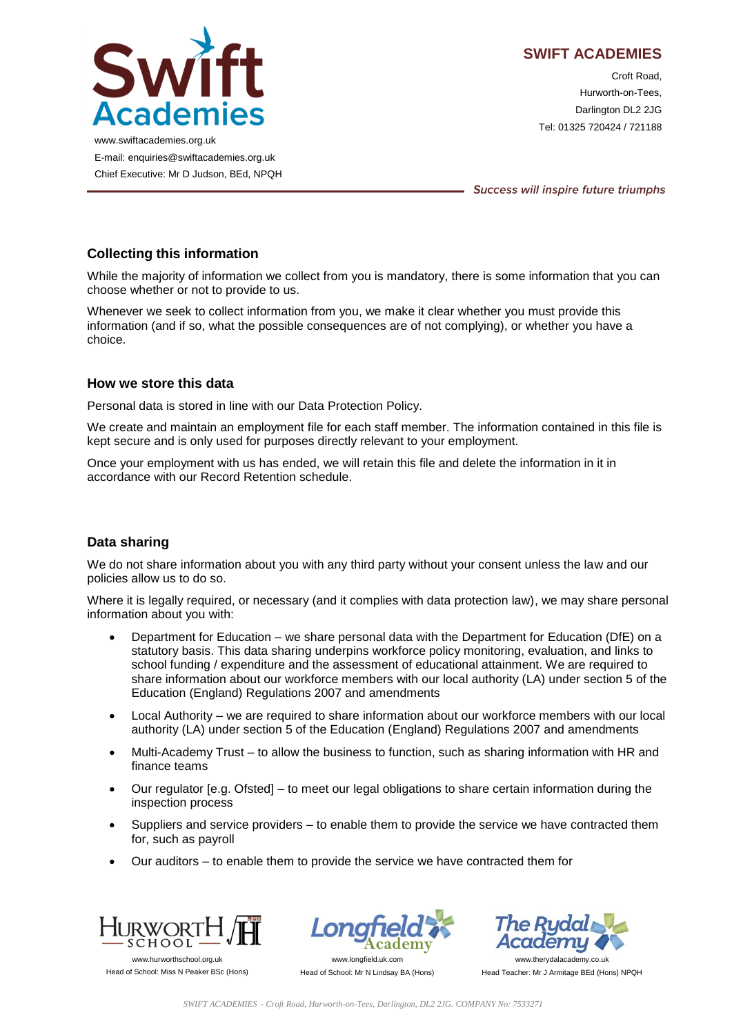## Collecting this information

While the majority of information we collect from you is mandatory, there is some information that you can choose whether or not to provide to us.

Whenever we seek to collect information from you, we make it clear whether you must provide this information (and if so, what the possible consequences are of not complying), or whether you have a choice.

## How we store this data

Personal data is stored in line with our Data Protection Policy.

We create and maintain an employment file for each staff member. The information contained in this file is kept secure and is only used for purposes directly relevant to your employment.

Once your employment with us has ended, we will retain this file and delete the information in it in accordance with our Record Retention schedule.

## Data sharing

We do not share information about you with any third party without your consent unless the law and our policies allow us to do so.

Where it is legally required, or necessary (and it complies with data protection law), we may share personal information about you with:

- Department for Education – we share personal data with the Department for Education (DfE) on a statutory basis. This data sharing underpins workforce policy monitoring, evaluation, and links to school funding / expenditure and the assessment of educational attainment. We are required to share information about our workforce members with our local authority (LA) under section 5 of the Education (England) Regulations 2007 and amendments
- Local Authority – we are required to share information about our workforce members with our local authority (LA) under section 5 of the Education (England) Regulations 2007 and amendments
- Multi-Academy Trust – to allow the business to function, such as sharing information with HR and finance teams
- Our regulator [e.g. Ofsted] – to meet our legal obligations to share certain information during the inspection process
- Suppliers and service providers – to enable them to provide the service we have contracted them for, such as payroll
- Our auditors – to enable them to provide the service we have contracted them for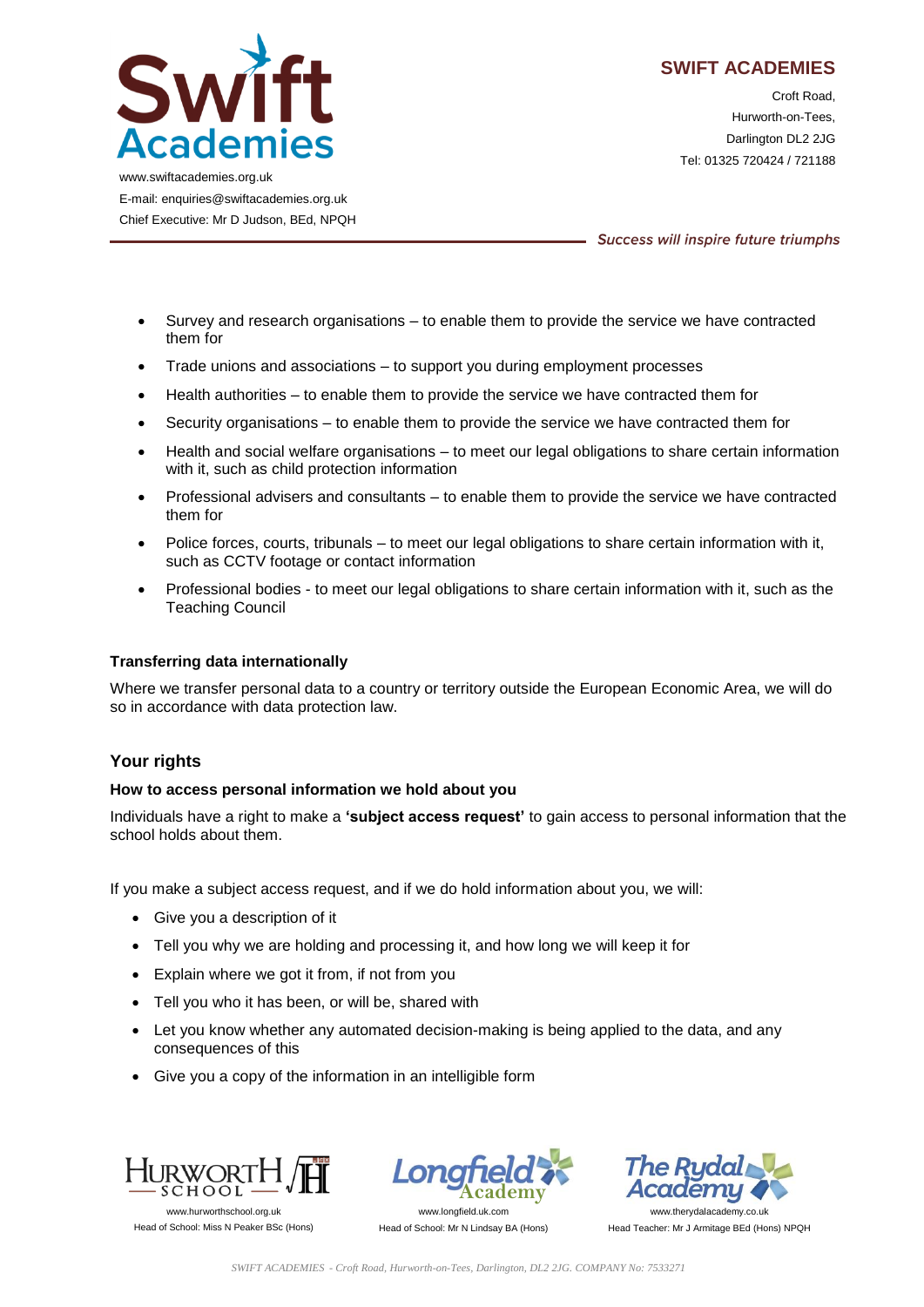- Survey and research organisations – to enable them to provide the service we have contracted them for
- Trade unions and associations – to support you during employment processes
- Health authorities – to enable them to provide the service we have contracted them for
- Security organisations – to enable them to provide the service we have contracted them for
- Health and social welfare organisations – to meet our legal obligations to share certain information with it, such as child protection information
- Professional advisers and consultants – to enable them to provide the service we have contracted them for
- Police forces, courts, tribunals – to meet our legal obligations to share certain information with it, such as CCTV footage or contact information
- Professional bodies - to meet our legal obligations to share certain information with it, such as the Teaching Council

**Transferring data internationally**

Where we transfer personal data to a country or territory outside the European Economic Area, we will do so in accordance with data protection law.

## Your rights

**How to access personal information we hold about you**

Individuals have a right to make a **'subject access request'** to gain access to personal information that the school holds about them.

If you make a subject access request, and if we do hold information about you, we will:

- Give you a description of it
- Tell you why we are holding and processing it, and how long we will keep it for
- Explain where we got it from, if not from you
- Tell you who it has been, or will be, shared with
- Let you know whether any automated decision-making is being applied to the data, and any consequences of this
- Give you a copy of the information in an intelligible form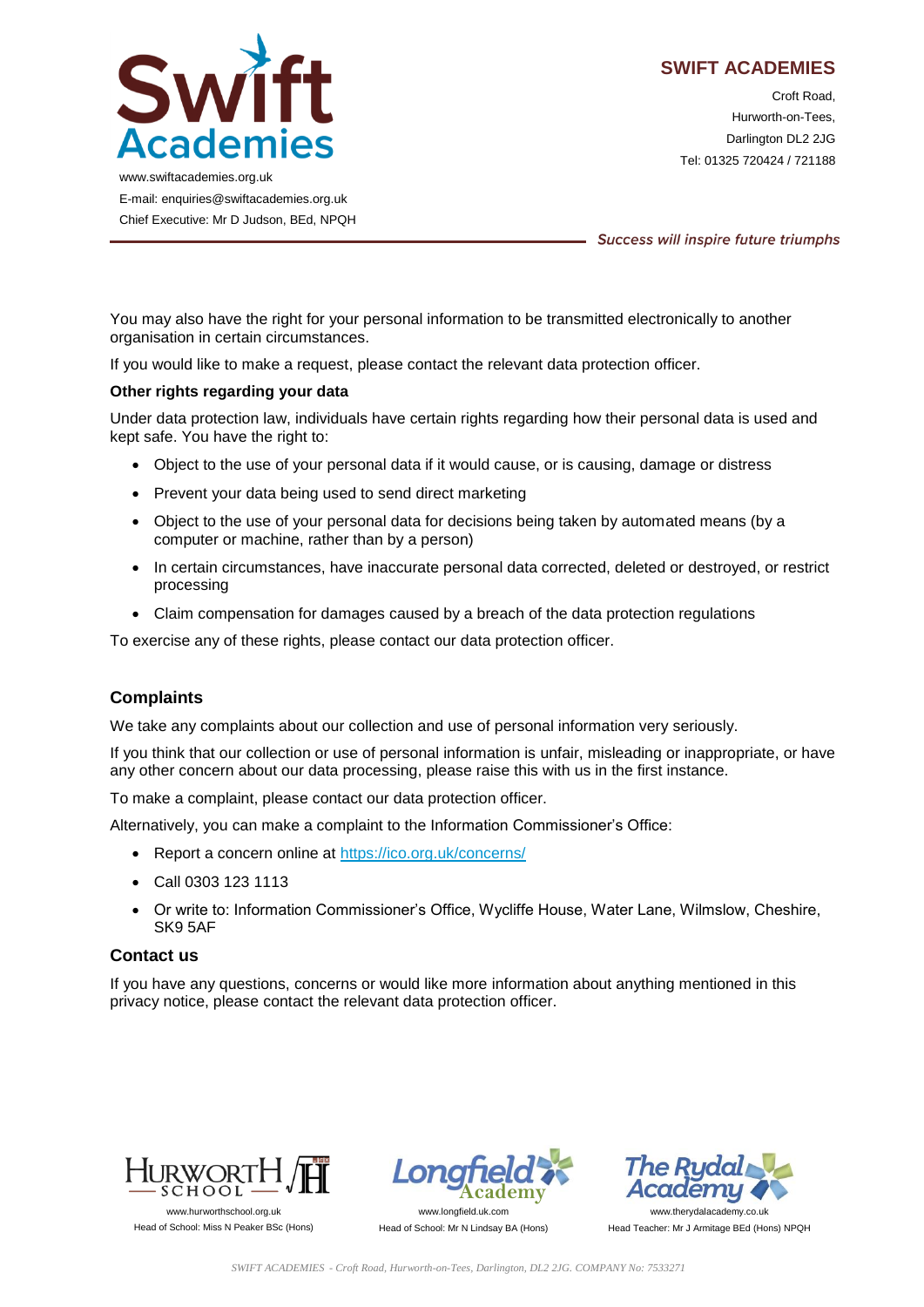You may also have the right for your personal information to be transmitted electronically to another organisation in certain circumstances.

If you would like to make a request, please contact the relevant data protection officer.

**Other rights regarding your data**

Under data protection law, individuals have certain rights regarding how their personal data is used and kept safe. You have the right to:

- Object to the use of your personal data if it would cause, or is causing, damage or distress
- Prevent your data being used to send direct marketing
- Object to the use of your personal data for decisions being taken by automated means (by a computer or machine, rather than by a person)
- In certain circumstances, have inaccurate personal data corrected, deleted or destroyed, or restrict processing
- Claim compensation for damages caused by a breach of the data protection regulations

To exercise any of these rights, please contact our data protection officer.

## Complaints

We take any complaints about our collection and use of personal information very seriously.

If you think that our collection or use of personal information is unfair, misleading or inappropriate, or have any other concern about our data processing, please raise this with us in the first instance.

To make a complaint, please contact our data protection officer.

Alternatively, you can make a complaint to the Information Commissioner's Office:

- Report a concern online at https://ico.org.uk/concerns/
- Call 0303 123 1113
- Or write to: Information Commissioner's Office, Wycliffe House, Water Lane, Wilmslow, Cheshire, SK9 5AF

### Contact us

If you have any questions, concerns or would like more information about anything mentioned in this privacy notice, please contact the relevant data protection officer.